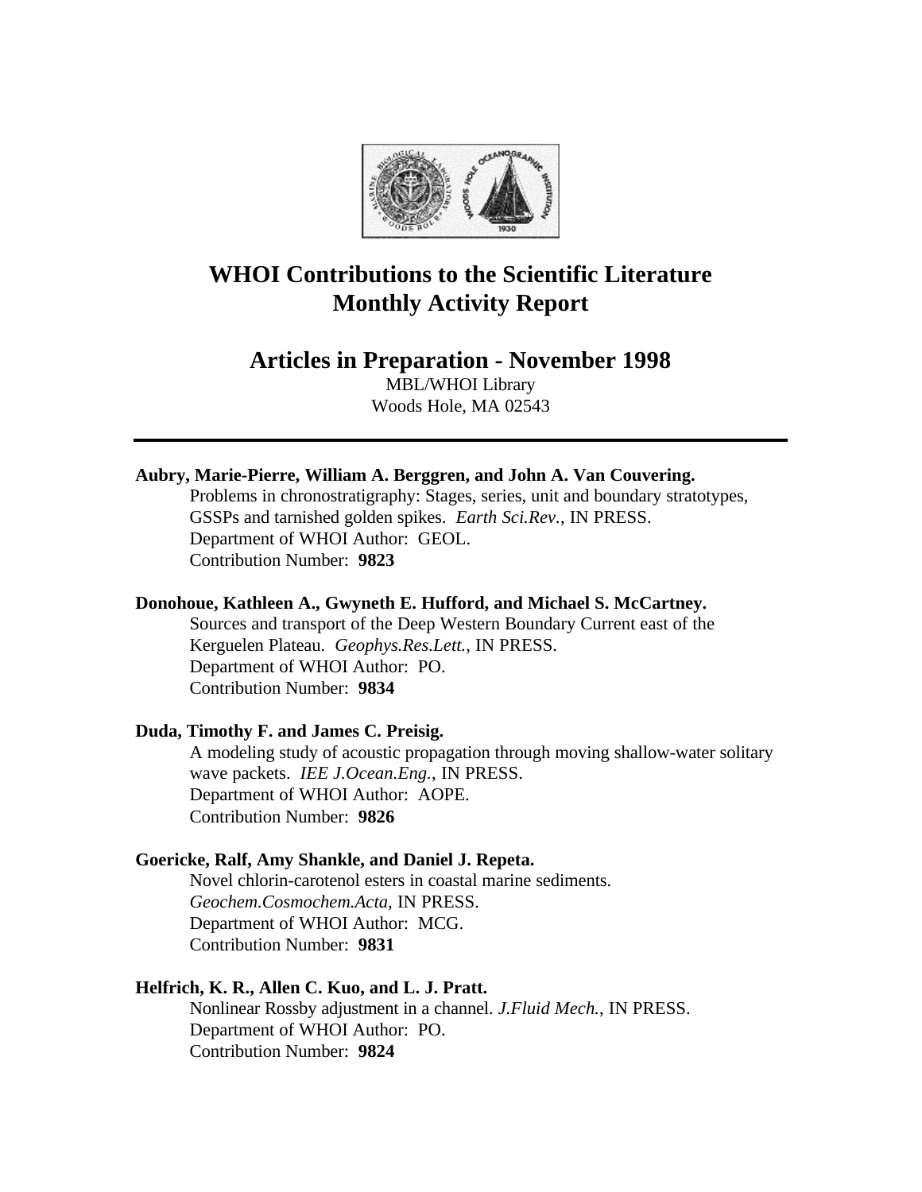# WHOI Contributions to the Scientific Literature
# Monthly Activity Report

## Articles in Preparation - November 1998

MBL/WHOI Library
Woods Hole, MA 02543

---

**Aubry, Marie-Pierre, William A. Berggren, and John A. Van Couvering.**
Problems in chronostratigraphy: Stages, series, unit and boundary stratotypes, GSSPs and tarnished golden spikes. *Earth Sci.Rev.*, IN PRESS.
Department of WHOI Author: GEOL.
Contribution Number: **9823**

**Donohoue, Kathleen A., Gwyneth E. Hufford, and Michael S. McCartney.**
Sources and transport of the Deep Western Boundary Current east of the Kerguelen Plateau. *Geophys.Res.Lett.*, IN PRESS.
Department of WHOI Author: PO.
Contribution Number: **9834**

**Duda, Timothy F. and James C. Preisig.**
A modeling study of acoustic propagation through moving shallow-water solitary wave packets. *IEE J.Ocean.Eng.*, IN PRESS.
Department of WHOI Author: AOPE.
Contribution Number: **9826**

**Goericke, Ralf, Amy Shankle, and Daniel J. Repeta.**
Novel chlorin-carotenol esters in coastal marine sediments. *Geochem.Cosmochem.Acta*, IN PRESS.
Department of WHOI Author: MCG.
Contribution Number: **9831**

**Helfrich, K. R., Allen C. Kuo, and L. J. Pratt.**
Nonlinear Rossby adjustment in a channel. *J.Fluid Mech.*, IN PRESS.
Department of WHOI Author: PO.
Contribution Number: **9824**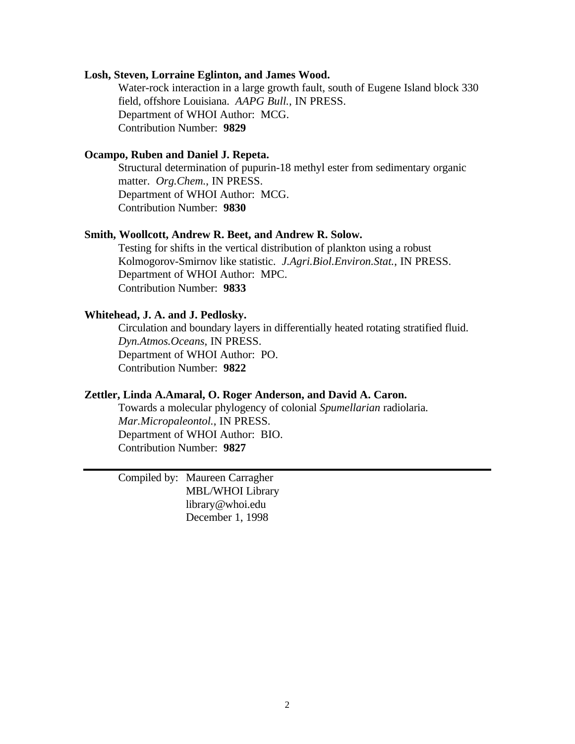**Losh, Steven, Lorraine Eglinton, and James Wood.**

Water-rock interaction in a large growth fault, south of Eugene Island block 330 field, offshore Louisiana. *AAPG Bull.*, IN PRESS.
Department of WHOI Author: MCG.
Contribution Number: **9829**

**Ocampo, Ruben and Daniel J. Repeta.**

Structural determination of pupurin-18 methyl ester from sedimentary organic matter. *Org.Chem.*, IN PRESS.
Department of WHOI Author: MCG.
Contribution Number: **9830**

**Smith, Woollcott, Andrew R. Beet, and Andrew R. Solow.**

Testing for shifts in the vertical distribution of plankton using a robust Kolmogorov-Smirnov like statistic. *J.Agri.Biol.Environ.Stat.*, IN PRESS.
Department of WHOI Author: MPC.
Contribution Number: **9833**

**Whitehead, J. A. and J. Pedlosky.**

Circulation and boundary layers in differentially heated rotating stratified fluid. *Dyn.Atmos.Oceans*, IN PRESS.
Department of WHOI Author: PO.
Contribution Number: **9822**

**Zettler, Linda A.Amaral, O. Roger Anderson, and David A. Caron.**

Towards a molecular phylogency of colonial *Spumellarian* radiolaria. *Mar.Micropaleontol.*, IN PRESS.
Department of WHOI Author: BIO.
Contribution Number: **9827**

---

Compiled by: Maureen Carragher
MBL/WHOI Library
library@whoi.edu
December 1, 1998